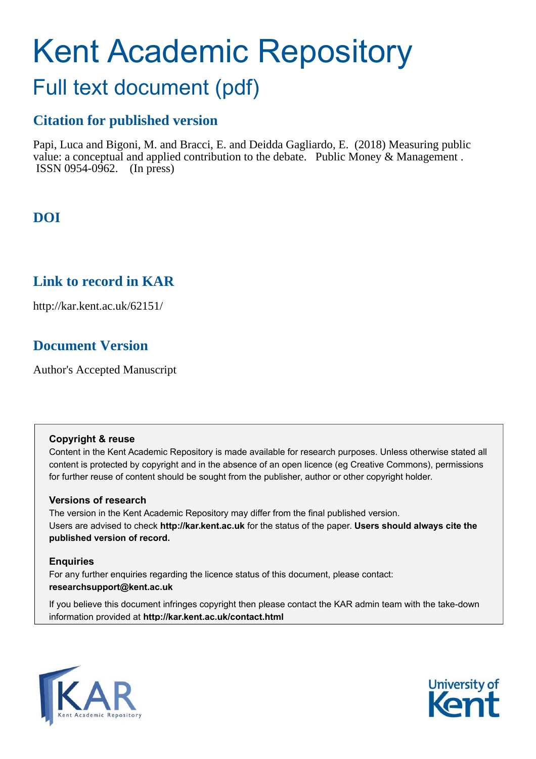# Kent Academic Repository

## Full text document (pdf)

### Citation for published version

Papi, Luca and Bigoni, M. and Bracci, E. and Deidda Gagliardo, E. (2018) Measuring public value: a conceptual and applied contribution to the debate. Public Money & Management . ISSN 0954-0962. (In press)

### DOI

### Link to record in KAR

http://kar.kent.ac.uk/62151/

### Document Version

Author's Accepted Manuscript

**Copyright & reuse**

Content in the Kent Academic Repository is made available for research purposes. Unless otherwise stated all content is protected by copyright and in the absence of an open licence (eg Creative Commons), permissions for further reuse of content should be sought from the publisher, author or other copyright holder.

**Versions of research**

The version in the Kent Academic Repository may differ from the final published version. Users are advised to check **http://kar.kent.ac.uk** for the status of the paper. **Users should always cite the published version of record.**

**Enquiries**

For any further enquiries regarding the licence status of this document, please contact: **researchsupport@kent.ac.uk**

If you believe this document infringes copyright then please contact the KAR admin team with the take-down information provided at **http://kar.kent.ac.uk/contact.html**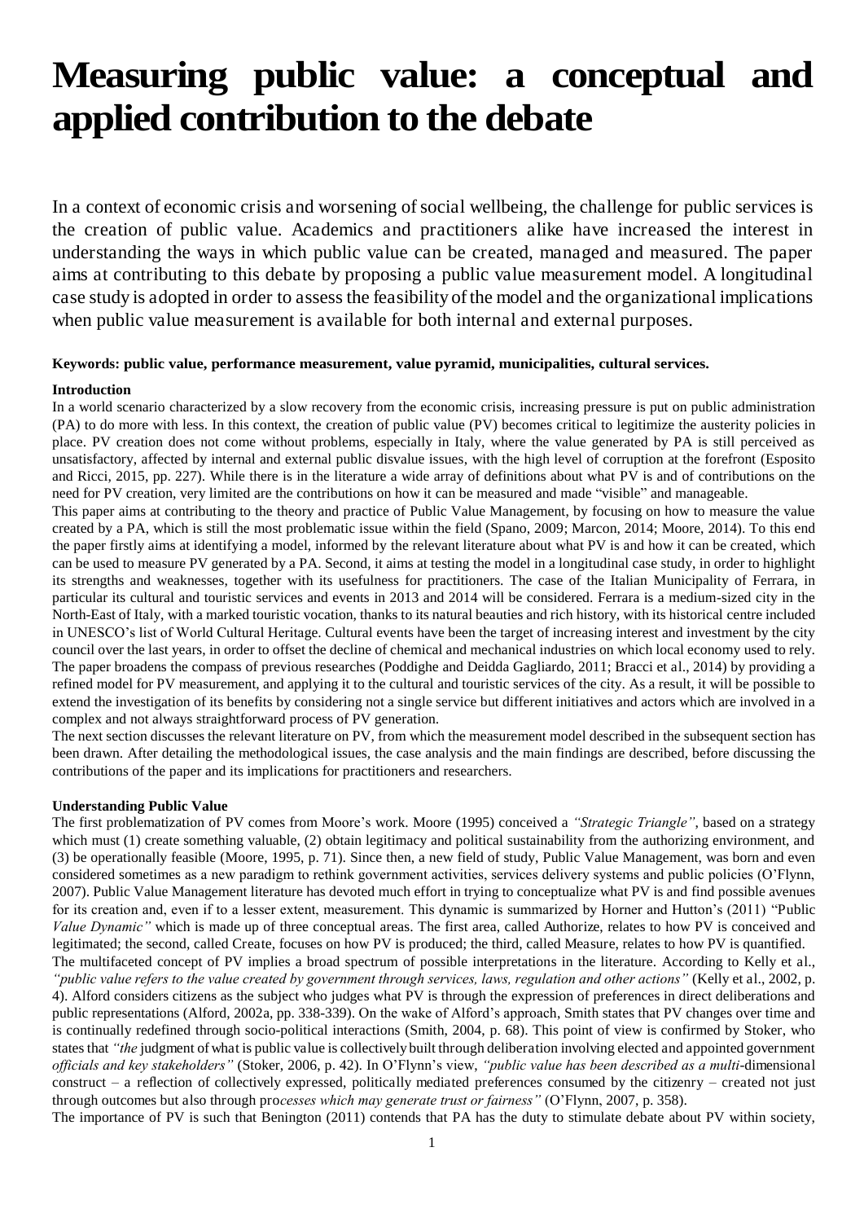# Measuring public value: a conceptual and applied contribution to the debate

In a context of economic crisis and worsening of social wellbeing, the challenge for public services is the creation of public value. Academics and practitioners alike have increased the interest in understanding the ways in which public value can be created, managed and measured. The paper aims at contributing to this debate by proposing a public value measurement model. A longitudinal case study is adopted in order to assess the feasibility of the model and the organizational implications when public value measurement is available for both internal and external purposes.

**Keywords: public value, performance measurement, value pyramid, municipalities, cultural services.**

## Introduction

In a world scenario characterized by a slow recovery from the economic crisis, increasing pressure is put on public administration (PA) to do more with less. In this context, the creation of public value (PV) becomes critical to legitimize the austerity policies in place. PV creation does not come without problems, especially in Italy, where the value generated by PA is still perceived as unsatisfactory, affected by internal and external public disvalue issues, with the high level of corruption at the forefront (Esposito and Ricci, 2015, pp. 227). While there is in the literature a wide array of definitions about what PV is and of contributions on the need for PV creation, very limited are the contributions on how it can be measured and made "visible" and manageable.

This paper aims at contributing to the theory and practice of Public Value Management, by focusing on how to measure the value created by a PA, which is still the most problematic issue within the field (Spano, 2009; Marcon, 2014; Moore, 2014). To this end the paper firstly aims at identifying a model, informed by the relevant literature about what PV is and how it can be created, which can be used to measure PV generated by a PA. Second, it aims at testing the model in a longitudinal case study, in order to highlight its strengths and weaknesses, together with its usefulness for practitioners. The case of the Italian Municipality of Ferrara, in particular its cultural and touristic services and events in 2013 and 2014 will be considered. Ferrara is a medium-sized city in the North-East of Italy, with a marked touristic vocation, thanks to its natural beauties and rich history, with its historical centre included in UNESCO's list of World Cultural Heritage. Cultural events have been the target of increasing interest and investment by the city council over the last years, in order to offset the decline of chemical and mechanical industries on which local economy used to rely. The paper broadens the compass of previous researches (Poddighe and Deidda Gagliardo, 2011; Bracci et al., 2014) by providing a refined model for PV measurement, and applying it to the cultural and touristic services of the city. As a result, it will be possible to extend the investigation of its benefits by considering not a single service but different initiatives and actors which are involved in a complex and not always straightforward process of PV generation.

The next section discusses the relevant literature on PV, from which the measurement model described in the subsequent section has been drawn. After detailing the methodological issues, the case analysis and the main findings are described, before discussing the contributions of the paper and its implications for practitioners and researchers.

## Understanding Public Value

The first problematization of PV comes from Moore's work. Moore (1995) conceived a *"Strategic Triangle"*, based on a strategy which must (1) create something valuable, (2) obtain legitimacy and political sustainability from the authorizing environment, and (3) be operationally feasible (Moore, 1995, p. 71). Since then, a new field of study, Public Value Management, was born and even considered sometimes as a new paradigm to rethink government activities, services delivery systems and public policies (O'Flynn, 2007). Public Value Management literature has devoted much effort in trying to conceptualize what PV is and find possible avenues for its creation and, even if to a lesser extent, measurement. This dynamic is summarized by Horner and Hutton's (2011) "Public *Value Dynamic"* which is made up of three conceptual areas. The first area, called Authorize, relates to how PV is conceived and legitimated; the second, called Create, focuses on how PV is produced; the third, called Measure, relates to how PV is quantified.

The multifaceted concept of PV implies a broad spectrum of possible interpretations in the literature. According to Kelly et al., *"public value refers to the value created by government through services, laws, regulation and other actions"* (Kelly et al., 2002, p. 4). Alford considers citizens as the subject who judges what PV is through the expression of preferences in direct deliberations and public representations (Alford, 2002a, pp. 338-339). On the wake of Alford's approach, Smith states that PV changes over time and is continually redefined through socio-political interactions (Smith, 2004, p. 68). This point of view is confirmed by Stoker, who states that *"the* judgment of what is public value is collectively built through deliberation involving elected and appointed government *officials and key stakeholders"* (Stoker, 2006, p. 42). In O'Flynn's view, *"public value has been described as a multi*-dimensional construct – a reflection of collectively expressed, politically mediated preferences consumed by the citizenry – created not just through outcomes but also through pro*cesses which may generate trust or fairness"* (O'Flynn, 2007, p. 358).

The importance of PV is such that Benington (2011) contends that PA has the duty to stimulate debate about PV within society,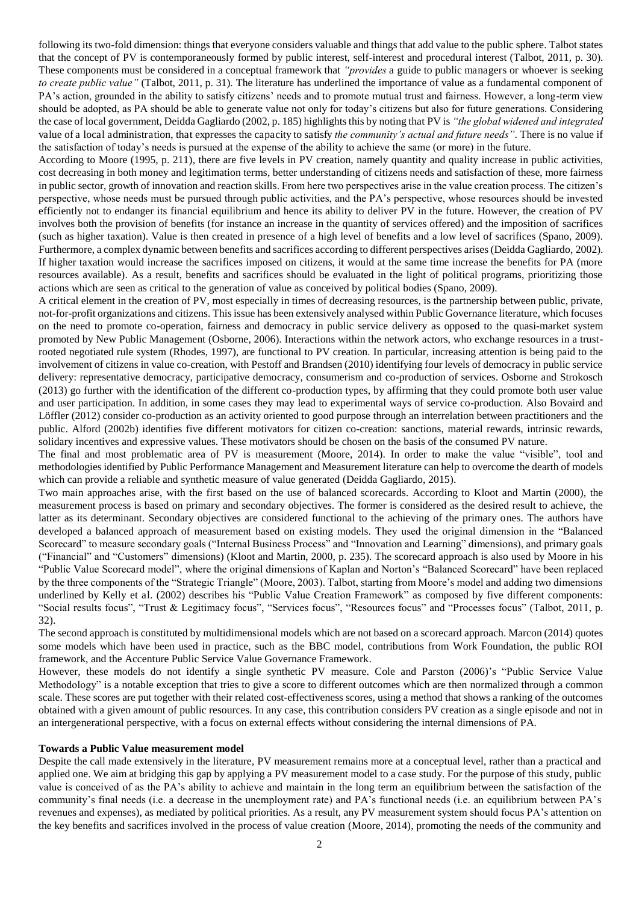following its two-fold dimension: things that everyone considers valuable and things that add value to the public sphere. Talbot states that the concept of PV is contemporaneously formed by public interest, self-interest and procedural interest (Talbot, 2011, p. 30). These components must be considered in a conceptual framework that *"provides* a guide to public managers or whoever is seeking *to create public value"* (Talbot, 2011, p. 31). The literature has underlined the importance of value as a fundamental component of PA's action, grounded in the ability to satisfy citizens' needs and to promote mutual trust and fairness. However, a long-term view should be adopted, as PA should be able to generate value not only for today's citizens but also for future generations. Considering the case of local government, Deidda Gagliardo (2002, p. 185) highlights this by noting that PV is *"the global widened and integrated* value of a local administration, that expresses the capacity to satisfy *the community's actual and future needs"*. There is no value if the satisfaction of today's needs is pursued at the expense of the ability to achieve the same (or more) in the future.

According to Moore (1995, p. 211), there are five levels in PV creation, namely quantity and quality increase in public activities, cost decreasing in both money and legitimation terms, better understanding of citizens needs and satisfaction of these, more fairness in public sector, growth of innovation and reaction skills. From here two perspectives arise in the value creation process. The citizen's perspective, whose needs must be pursued through public activities, and the PA's perspective, whose resources should be invested efficiently not to endanger its financial equilibrium and hence its ability to deliver PV in the future. However, the creation of PV involves both the provision of benefits (for instance an increase in the quantity of services offered) and the imposition of sacrifices (such as higher taxation). Value is then created in presence of a high level of benefits and a low level of sacrifices (Spano, 2009). Furthermore, a complex dynamic between benefits and sacrifices according to different perspectives arises (Deidda Gagliardo, 2002). If higher taxation would increase the sacrifices imposed on citizens, it would at the same time increase the benefits for PA (more resources available). As a result, benefits and sacrifices should be evaluated in the light of political programs, prioritizing those actions which are seen as critical to the generation of value as conceived by political bodies (Spano, 2009).

A critical element in the creation of PV, most especially in times of decreasing resources, is the partnership between public, private, not-for-profit organizations and citizens. This issue has been extensively analysed within Public Governance literature, which focuses on the need to promote co-operation, fairness and democracy in public service delivery as opposed to the quasi-market system promoted by New Public Management (Osborne, 2006). Interactions within the network actors, who exchange resources in a trust-rooted negotiated rule system (Rhodes, 1997), are functional to PV creation. In particular, increasing attention is being paid to the involvement of citizens in value co-creation, with Pestoff and Brandsen (2010) identifying four levels of democracy in public service delivery: representative democracy, participative democracy, consumerism and co-production of services. Osborne and Strokosch (2013) go further with the identification of the different co-production types, by affirming that they could promote both user value and user participation. In addition, in some cases they may lead to experimental ways of service co-production. Also Bovaird and Löffler (2012) consider co-production as an activity oriented to good purpose through an interrelation between practitioners and the public. Alford (2002b) identifies five different motivators for citizen co-creation: sanctions, material rewards, intrinsic rewards, solidary incentives and expressive values. These motivators should be chosen on the basis of the consumed PV nature.

The final and most problematic area of PV is measurement (Moore, 2014). In order to make the value "visible", tool and methodologies identified by Public Performance Management and Measurement literature can help to overcome the dearth of models which can provide a reliable and synthetic measure of value generated (Deidda Gagliardo, 2015).

Two main approaches arise, with the first based on the use of balanced scorecards. According to Kloot and Martin (2000), the measurement process is based on primary and secondary objectives. The former is considered as the desired result to achieve, the latter as its determinant. Secondary objectives are considered functional to the achieving of the primary ones. The authors have developed a balanced approach of measurement based on existing models. They used the original dimension in the "Balanced Scorecard" to measure secondary goals ("Internal Business Process" and "Innovation and Learning" dimensions), and primary goals ("Financial" and "Customers" dimensions) (Kloot and Martin, 2000, p. 235). The scorecard approach is also used by Moore in his "Public Value Scorecard model", where the original dimensions of Kaplan and Norton's "Balanced Scorecard" have been replaced by the three components of the "Strategic Triangle" (Moore, 2003). Talbot, starting from Moore's model and adding two dimensions underlined by Kelly et al. (2002) describes his "Public Value Creation Framework" as composed by five different components: "Social results focus", "Trust & Legitimacy focus", "Services focus", "Resources focus" and "Processes focus" (Talbot, 2011, p. 32).

The second approach is constituted by multidimensional models which are not based on a scorecard approach. Marcon (2014) quotes some models which have been used in practice, such as the BBC model, contributions from Work Foundation, the public ROI framework, and the Accenture Public Service Value Governance Framework.

However, these models do not identify a single synthetic PV measure. Cole and Parston (2006)'s "Public Service Value Methodology" is a notable exception that tries to give a score to different outcomes which are then normalized through a common scale. These scores are put together with their related cost-effectiveness scores, using a method that shows a ranking of the outcomes obtained with a given amount of public resources. In any case, this contribution considers PV creation as a single episode and not in an intergenerational perspective, with a focus on external effects without considering the internal dimensions of PA.

## Towards a Public Value measurement model

Despite the call made extensively in the literature, PV measurement remains more at a conceptual level, rather than a practical and applied one. We aim at bridging this gap by applying a PV measurement model to a case study. For the purpose of this study, public value is conceived of as the PA's ability to achieve and maintain in the long term an equilibrium between the satisfaction of the community's final needs (i.e. a decrease in the unemployment rate) and PA's functional needs (i.e. an equilibrium between PA's revenues and expenses), as mediated by political priorities. As a result, any PV measurement system should focus PA's attention on the key benefits and sacrifices involved in the process of value creation (Moore, 2014), promoting the needs of the community and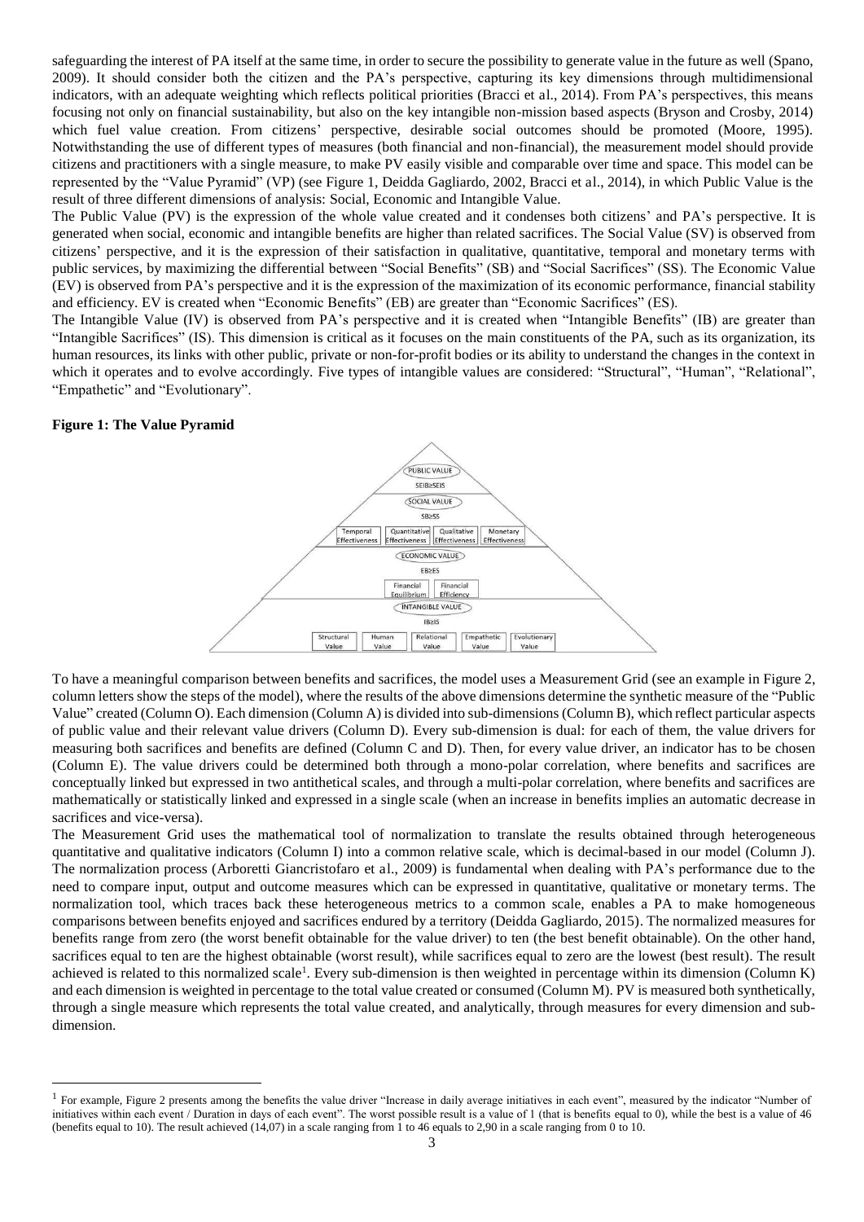safeguarding the interest of PA itself at the same time, in order to secure the possibility to generate value in the future as well (Spano, 2009). It should consider both the citizen and the PA's perspective, capturing its key dimensions through multidimensional indicators, with an adequate weighting which reflects political priorities (Bracci et al., 2014). From PA's perspectives, this means focusing not only on financial sustainability, but also on the key intangible non-mission based aspects (Bryson and Crosby, 2014) which fuel value creation. From citizens' perspective, desirable social outcomes should be promoted (Moore, 1995). Notwithstanding the use of different types of measures (both financial and non-financial), the measurement model should provide citizens and practitioners with a single measure, to make PV easily visible and comparable over time and space. This model can be represented by the "Value Pyramid" (VP) (see Figure 1, Deidda Gagliardo, 2002, Bracci et al., 2014), in which Public Value is the result of three different dimensions of analysis: Social, Economic and Intangible Value.

The Public Value (PV) is the expression of the whole value created and it condenses both citizens' and PA's perspective. It is generated when social, economic and intangible benefits are higher than related sacrifices. The Social Value (SV) is observed from citizens' perspective, and it is the expression of their satisfaction in qualitative, quantitative, temporal and monetary terms with public services, by maximizing the differential between "Social Benefits" (SB) and "Social Sacrifices" (SS). The Economic Value (EV) is observed from PA's perspective and it is the expression of the maximization of its economic performance, financial stability and efficiency. EV is created when "Economic Benefits" (EB) are greater than "Economic Sacrifices" (ES).

The Intangible Value (IV) is observed from PA's perspective and it is created when "Intangible Benefits" (IB) are greater than "Intangible Sacrifices" (IS). This dimension is critical as it focuses on the main constituents of the PA, such as its organization, its human resources, its links with other public, private or non-for-profit bodies or its ability to understand the changes in the context in which it operates and to evolve accordingly. Five types of intangible values are considered: "Structural", "Human", "Relational", "Empathetic" and "Evolutionary".

**Figure 1: The Value Pyramid**

PUBLIC VALUE

SEIB≥SEIS

SOCIAL VALUE

SB≥SS

Temporal Effectiveness | Quantitative Effectiveness | Qualitative Effectiveness | Monetary Effectiveness

ECONOMIC VALUE

EB≥ES

Financial Equilibrium | Financial Efficiency

INTANGIBLE VALUE

IB≥IS

Structural Value | Human Value | Relational Value | Empathetic Value | Evolutionary Value

To have a meaningful comparison between benefits and sacrifices, the model uses a Measurement Grid (see an example in Figure 2, column letters show the steps of the model), where the results of the above dimensions determine the synthetic measure of the "Public Value" created (Column O). Each dimension (Column A) is divided into sub-dimensions (Column B), which reflect particular aspects of public value and their relevant value drivers (Column D). Every sub-dimension is dual: for each of them, the value drivers for measuring both sacrifices and benefits are defined (Column C and D). Then, for every value driver, an indicator has to be chosen (Column E). The value drivers could be determined both through a mono-polar correlation, where benefits and sacrifices are conceptually linked but expressed in two antithetical scales, and through a multi-polar correlation, where benefits and sacrifices are mathematically or statistically linked and expressed in a single scale (when an increase in benefits implies an automatic decrease in sacrifices and vice-versa).

The Measurement Grid uses the mathematical tool of normalization to translate the results obtained through heterogeneous quantitative and qualitative indicators (Column I) into a common relative scale, which is decimal-based in our model (Column J). The normalization process (Arboretti Giancristofaro et al., 2009) is fundamental when dealing with PA's performance due to the need to compare input, output and outcome measures which can be expressed in quantitative, qualitative or monetary terms. The normalization tool, which traces back these heterogeneous metrics to a common scale, enables a PA to make homogeneous comparisons between benefits enjoyed and sacrifices endured by a territory (Deidda Gagliardo, 2015). The normalized measures for benefits range from zero (the worst benefit obtainable for the value driver) to ten (the best benefit obtainable). On the other hand, sacrifices equal to ten are the highest obtainable (worst result), while sacrifices equal to zero are the lowest (best result). The result achieved is related to this normalized scale[1]. Every sub-dimension is then weighted in percentage within its dimension (Column K) and each dimension is weighted in percentage to the total value created or consumed (Column M). PV is measured both synthetically, through a single measure which represents the total value created, and analytically, through measures for every dimension and sub-dimension.

[1] For example, Figure 2 presents among the benefits the value driver "Increase in daily average initiatives in each event", measured by the indicator "Number of initiatives within each event / Duration in days of each event". The worst possible result is a value of 1 (that is benefits equal to 0), while the best is a value of 46 (benefits equal to 10). The result achieved (14,07) in a scale ranging from 1 to 46 equals to 2,90 in a scale ranging from 0 to 10.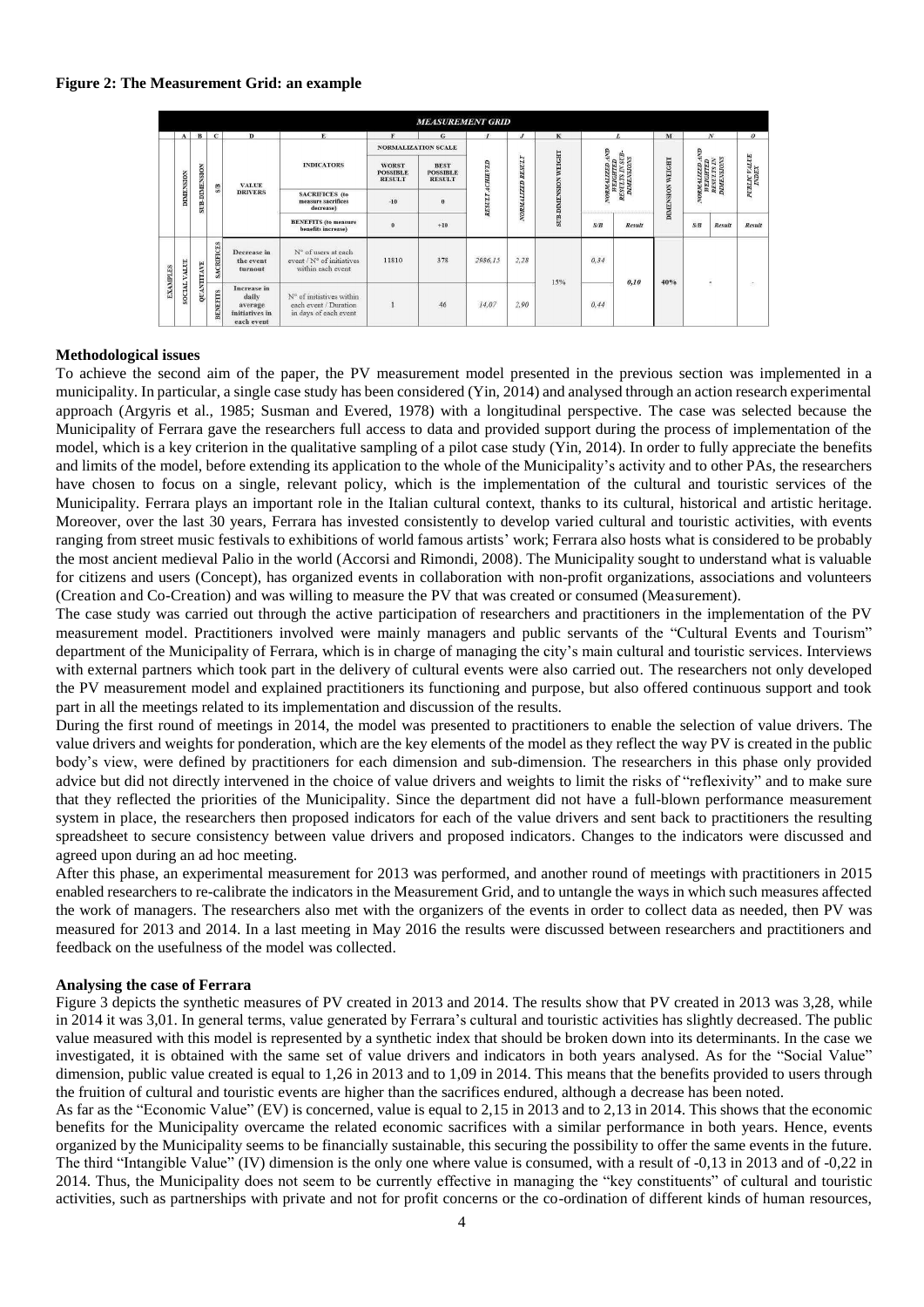**Figure 2: The Measurement Grid: an example**

| MEASUREMENT GRID | | | | | | | | | | | | | | | |
|---|---|---|---|---|---|---|---|---|---|---|---|---|---|---|---|
| A | B | C | D | E | F | G | I | J | K | L | | M | N | | O |
| DIMENSION | SUB-DIMENSION | S/B | VALUE DRIVERS | INDICATORS | NORMALIZATION SCALE | | RESULT ACHIEVED | NORMALIZED RESULT | SUB-DIMENSION WEIGHT | NORMALIZED AND WEIGHTED RESULTS IN SUB-DIMENSIONS | | DIMENSION WEIGHT | NORMALIZED AND WEIGHTED RESULTS IN DIMENSIONS | | PUBLIC VALUE INDEX |
| | | | | | WORST POSSIBLE RESULT | BEST POSSIBLE RESULT | | | | | | | | | |
| | | | | SACRIFICES (to measure sacrifices decrease) | -10 | 0 | | | | | | | | | |
| | | | | BENEFITS (to measure benefits increase) | 0 | +10 | | | | S/B | Result | | S/B | Result | Result |
| EXAMPLES | SOCIAL VALUE | QUANTITATIVE | SACRIFICES: Decrease in the event turnout | N° of users at each event / N° of initiatives within each event | 11810 | 378 | 2986,15 | 2,28 | 15% | 0,34 | 0,10 | 40% | - | | - |
| | | | BENEFITS: Increase in daily average initiatives in each event | N° of initiatives within each event / Duration in days of each event | 1 | 46 | 14,07 | 2,90 | | 0,44 | | | | | |

### Methodological issues

To achieve the second aim of the paper, the PV measurement model presented in the previous section was implemented in a municipality. In particular, a single case study has been considered (Yin, 2014) and analysed through an action research experimental approach (Argyris et al., 1985; Susman and Evered, 1978) with a longitudinal perspective. The case was selected because the Municipality of Ferrara gave the researchers full access to data and provided support during the process of implementation of the model, which is a key criterion in the qualitative sampling of a pilot case study (Yin, 2014). In order to fully appreciate the benefits and limits of the model, before extending its application to the whole of the Municipality's activity and to other PAs, the researchers have chosen to focus on a single, relevant policy, which is the implementation of the cultural and touristic services of the Municipality. Ferrara plays an important role in the Italian cultural context, thanks to its cultural, historical and artistic heritage. Moreover, over the last 30 years, Ferrara has invested consistently to develop varied cultural and touristic activities, with events ranging from street music festivals to exhibitions of world famous artists' work; Ferrara also hosts what is considered to be probably the most ancient medieval Palio in the world (Accorsi and Rimondi, 2008). The Municipality sought to understand what is valuable for citizens and users (Concept), has organized events in collaboration with non-profit organizations, associations and volunteers (Creation and Co-Creation) and was willing to measure the PV that was created or consumed (Measurement).

The case study was carried out through the active participation of researchers and practitioners in the implementation of the PV measurement model. Practitioners involved were mainly managers and public servants of the "Cultural Events and Tourism" department of the Municipality of Ferrara, which is in charge of managing the city's main cultural and touristic services. Interviews with external partners which took part in the delivery of cultural events were also carried out. The researchers not only developed the PV measurement model and explained practitioners its functioning and purpose, but also offered continuous support and took part in all the meetings related to its implementation and discussion of the results.

During the first round of meetings in 2014, the model was presented to practitioners to enable the selection of value drivers. The value drivers and weights for ponderation, which are the key elements of the model as they reflect the way PV is created in the public body's view, were defined by practitioners for each dimension and sub-dimension. The researchers in this phase only provided advice but did not directly intervened in the choice of value drivers and weights to limit the risks of "reflexivity" and to make sure that they reflected the priorities of the Municipality. Since the department did not have a full-blown performance measurement system in place, the researchers then proposed indicators for each of the value drivers and sent back to practitioners the resulting spreadsheet to secure consistency between value drivers and proposed indicators. Changes to the indicators were discussed and agreed upon during an ad hoc meeting.

After this phase, an experimental measurement for 2013 was performed, and another round of meetings with practitioners in 2015 enabled researchers to re-calibrate the indicators in the Measurement Grid, and to untangle the ways in which such measures affected the work of managers. The researchers also met with the organizers of the events in order to collect data as needed, then PV was measured for 2013 and 2014. In a last meeting in May 2016 the results were discussed between researchers and practitioners and feedback on the usefulness of the model was collected.

### Analysing the case of Ferrara

Figure 3 depicts the synthetic measures of PV created in 2013 and 2014. The results show that PV created in 2013 was 3,28, while in 2014 it was 3,01. In general terms, value generated by Ferrara's cultural and touristic activities has slightly decreased. The public value measured with this model is represented by a synthetic index that should be broken down into its determinants. In the case we investigated, it is obtained with the same set of value drivers and indicators in both years analysed. As for the "Social Value" dimension, public value created is equal to 1,26 in 2013 and to 1,09 in 2014. This means that the benefits provided to users through the fruition of cultural and touristic events are higher than the sacrifices endured, although a decrease has been noted.

As far as the "Economic Value" (EV) is concerned, value is equal to 2,15 in 2013 and to 2,13 in 2014. This shows that the economic benefits for the Municipality overcame the related economic sacrifices with a similar performance in both years. Hence, events organized by the Municipality seems to be financially sustainable, this securing the possibility to offer the same events in the future.

The third "Intangible Value" (IV) dimension is the only one where value is consumed, with a result of -0,13 in 2013 and of -0,22 in 2014. Thus, the Municipality does not seem to be currently effective in managing the "key constituents" of cultural and touristic activities, such as partnerships with private and not for profit concerns or the co-ordination of different kinds of human resources,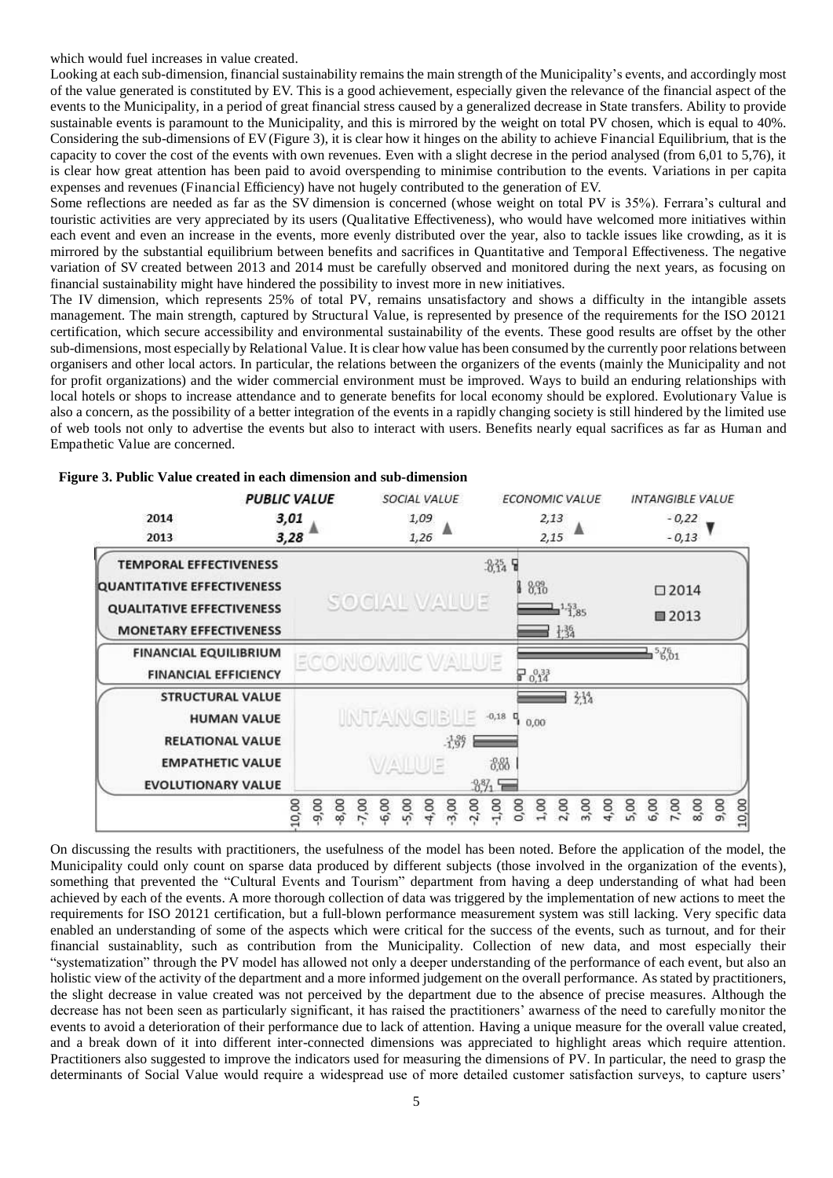which would fuel increases in value created.

Looking at each sub-dimension, financial sustainability remains the main strength of the Municipality's events, and accordingly most of the value generated is constituted by EV. This is a good achievement, especially given the relevance of the financial aspect of the events to the Municipality, in a period of great financial stress caused by a generalized decrease in State transfers. Ability to provide sustainable events is paramount to the Municipality, and this is mirrored by the weight on total PV chosen, which is equal to 40%. Considering the sub-dimensions of EV (Figure 3), it is clear how it hinges on the ability to achieve Financial Equilibrium, that is the capacity to cover the cost of the events with own revenues. Even with a slight decrese in the period analysed (from 6,01 to 5,76), it is clear how great attention has been paid to avoid overspending to minimise contribution to the events. Variations in per capita expenses and revenues (Financial Efficiency) have not hugely contributed to the generation of EV.

Some reflections are needed as far as the SV dimension is concerned (whose weight on total PV is 35%). Ferrara's cultural and touristic activities are very appreciated by its users (Qualitative Effectiveness), who would have welcomed more initiatives within each event and even an increase in the events, more evenly distributed over the year, also to tackle issues like crowding, as it is mirrored by the substantial equilibrium between benefits and sacrifices in Quantitative and Temporal Effectiveness. The negative variation of SV created between 2013 and 2014 must be carefully observed and monitored during the next years, as focusing on financial sustainability might have hindered the possibility to invest more in new initiatives.

The IV dimension, which represents 25% of total PV, remains unsatisfactory and shows a difficulty in the intangible assets management. The main strength, captured by Structural Value, is represented by presence of the requirements for the ISO 20121 certification, which secure accessibility and environmental sustainability of the events. These good results are offset by the other sub-dimensions, most especially by Relational Value. It is clear how value has been consumed by the currently poor relations between organisers and other local actors. In particular, the relations between the organizers of the events (mainly the Municipality and not for profit organizations) and the wider commercial environment must be improved. Ways to build an enduring relationships with local hotels or shops to increase attendance and to generate benefits for local economy should be explored. Evolutionary Value is also a concern, as the possibility of a better integration of the events in a rapidly changing society is still hindered by the limited use of web tools not only to advertise the events but also to interact with users. Benefits nearly equal sacrifices as far as Human and Empathetic Value are concerned.

**Figure 3. Public Value created in each dimension and sub-dimension**

| | Public Value | Social Value | Economic Value | Intangible Value |
|---|---|---|---|---|
| 2014 | 3,01 | 1,09 | 2,13 | -0,22 |
| 2013 | 3,28 | 1,26 | 2,15 | -0,13 |

| Sub-dimension | 2014 | 2013 |
|---|---|---|
| Temporal Effectiveness | -0,25 | -0,14 |
| Quantitative Effectiveness | 0,09 | 0,10 |
| Qualitative Effectiveness | 1,53 | 1,85 |
| Monetary Effectiveness | 1,36 | 1,34 |
| Financial Equilibrium | 5,76 | 6,01 |
| Financial Efficiency | 0,33 | 0,14 |
| Structural Value | 2,14 | 2,14 |
| Human Value | -0,18 | 0,00 |
| Relational Value | -1,96 | -1,97 |
| Empathetic Value | 0,01 | 0,00 |
| Evolutionary Value | -0,87 | -0,71 |

On discussing the results with practitioners, the usefulness of the model has been noted. Before the application of the model, the Municipality could only count on sparse data produced by different subjects (those involved in the organization of the events), something that prevented the "Cultural Events and Tourism" department from having a deep understanding of what had been achieved by each of the events. A more thorough collection of data was triggered by the implementation of new actions to meet the requirements for ISO 20121 certification, but a full-blown performance measurement system was still lacking. Very specific data enabled an understanding of some of the aspects which were critical for the success of the events, such as turnout, and for their financial sustainablity, such as contribution from the Municipality. Collection of new data, and most especially their "systematization" through the PV model has allowed not only a deeper understanding of the performance of each event, but also an holistic view of the activity of the department and a more informed judgement on the overall performance. As stated by practitioners, the slight decrease in value created was not perceived by the department due to the absence of precise measures. Although the decrease has not been seen as particularly significant, it has raised the practitioners' awarness of the need to carefully monitor the events to avoid a deterioration of their performance due to lack of attention. Having a unique measure for the overall value created, and a break down of it into different inter-connected dimensions was appreciated to highlight areas which require attention. Practitioners also suggested to improve the indicators used for measuring the dimensions of PV. In particular, the need to grasp the determinants of Social Value would require a widespread use of more detailed customer satisfaction surveys, to capture users'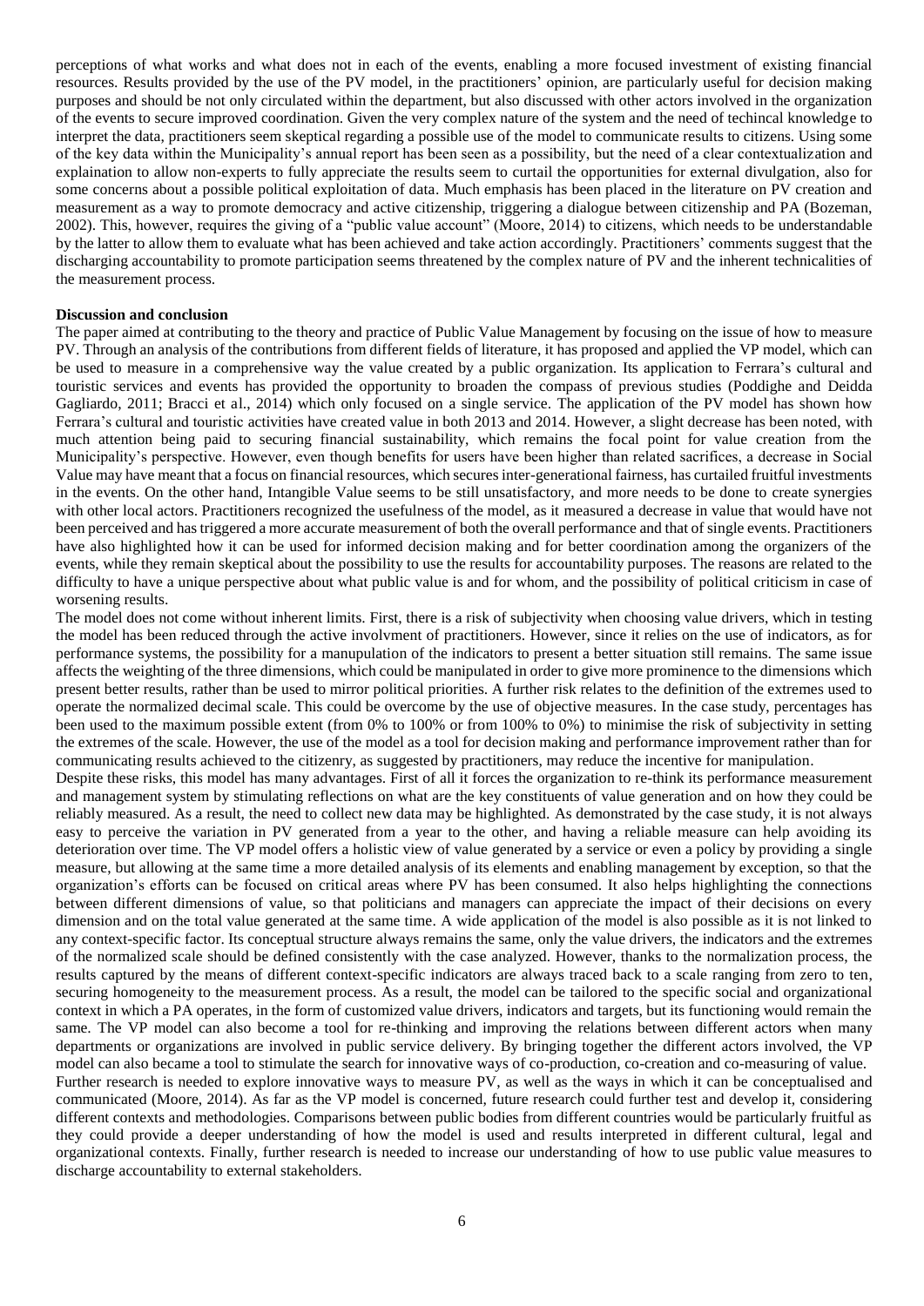perceptions of what works and what does not in each of the events, enabling a more focused investment of existing financial resources. Results provided by the use of the PV model, in the practitioners' opinion, are particularly useful for decision making purposes and should be not only circulated within the department, but also discussed with other actors involved in the organization of the events to secure improved coordination. Given the very complex nature of the system and the need of techincal knowledge to interpret the data, practitioners seem skeptical regarding a possible use of the model to communicate results to citizens. Using some of the key data within the Municipality's annual report has been seen as a possibility, but the need of a clear contextualization and explaination to allow non-experts to fully appreciate the results seem to curtail the opportunities for external divulgation, also for some concerns about a possible political exploitation of data. Much emphasis has been placed in the literature on PV creation and measurement as a way to promote democracy and active citizenship, triggering a dialogue between citizenship and PA (Bozeman, 2002). This, however, requires the giving of a "public value account" (Moore, 2014) to citizens, which needs to be understandable by the latter to allow them to evaluate what has been achieved and take action accordingly. Practitioners' comments suggest that the discharging accountability to promote participation seems threatened by the complex nature of PV and the inherent technicalities of the measurement process.

## Discussion and conclusion

The paper aimed at contributing to the theory and practice of Public Value Management by focusing on the issue of how to measure PV. Through an analysis of the contributions from different fields of literature, it has proposed and applied the VP model, which can be used to measure in a comprehensive way the value created by a public organization. Its application to Ferrara's cultural and touristic services and events has provided the opportunity to broaden the compass of previous studies (Poddighe and Deidda Gagliardo, 2011; Bracci et al., 2014) which only focused on a single service. The application of the PV model has shown how Ferrara's cultural and touristic activities have created value in both 2013 and 2014. However, a slight decrease has been noted, with much attention being paid to securing financial sustainability, which remains the focal point for value creation from the Municipality's perspective. However, even though benefits for users have been higher than related sacrifices, a decrease in Social Value may have meant that a focus on financial resources, which secures inter-generational fairness, has curtailed fruitful investments in the events. On the other hand, Intangible Value seems to be still unsatisfactory, and more needs to be done to create synergies with other local actors. Practitioners recognized the usefulness of the model, as it measured a decrease in value that would have not been perceived and has triggered a more accurate measurement of both the overall performance and that of single events. Practitioners have also highlighted how it can be used for informed decision making and for better coordination among the organizers of the events, while they remain skeptical about the possibility to use the results for accountability purposes. The reasons are related to the difficulty to have a unique perspective about what public value is and for whom, and the possibility of political criticism in case of worsening results.

The model does not come without inherent limits. First, there is a risk of subjectivity when choosing value drivers, which in testing the model has been reduced through the active involvment of practitioners. However, since it relies on the use of indicators, as for performance systems, the possibility for a manupulation of the indicators to present a better situation still remains. The same issue affects the weighting of the three dimensions, which could be manipulated in order to give more prominence to the dimensions which present better results, rather than be used to mirror political priorities. A further risk relates to the definition of the extremes used to operate the normalized decimal scale. This could be overcome by the use of objective measures. In the case study, percentages has been used to the maximum possible extent (from 0% to 100% or from 100% to 0%) to minimise the risk of subjectivity in setting the extremes of the scale. However, the use of the model as a tool for decision making and performance improvement rather than for communicating results achieved to the citizenry, as suggested by practitioners, may reduce the incentive for manipulation.

Despite these risks, this model has many advantages. First of all it forces the organization to re-think its performance measurement and management system by stimulating reflections on what are the key constituents of value generation and on how they could be reliably measured. As a result, the need to collect new data may be highlighted. As demonstrated by the case study, it is not always easy to perceive the variation in PV generated from a year to the other, and having a reliable measure can help avoiding its deterioration over time. The VP model offers a holistic view of value generated by a service or even a policy by providing a single measure, but allowing at the same time a more detailed analysis of its elements and enabling management by exception, so that the organization's efforts can be focused on critical areas where PV has been consumed. It also helps highlighting the connections between different dimensions of value, so that politicians and managers can appreciate the impact of their decisions on every dimension and on the total value generated at the same time. A wide application of the model is also possible as it is not linked to any context-specific factor. Its conceptual structure always remains the same, only the value drivers, the indicators and the extremes of the normalized scale should be defined consistently with the case analyzed. However, thanks to the normalization process, the results captured by the means of different context-specific indicators are always traced back to a scale ranging from zero to ten, securing homogeneity to the measurement process. As a result, the model can be tailored to the specific social and organizational context in which a PA operates, in the form of customized value drivers, indicators and targets, but its functioning would remain the same. The VP model can also become a tool for re-thinking and improving the relations between different actors when many departments or organizations are involved in public service delivery. By bringing together the different actors involved, the VP model can also became a tool to stimulate the search for innovative ways of co-production, co-creation and co-measuring of value.

Further research is needed to explore innovative ways to measure PV, as well as the ways in which it can be conceptualised and communicated (Moore, 2014). As far as the VP model is concerned, future research could further test and develop it, considering different contexts and methodologies. Comparisons between public bodies from different countries would be particularly fruitful as they could provide a deeper understanding of how the model is used and results interpreted in different cultural, legal and organizational contexts. Finally, further research is needed to increase our understanding of how to use public value measures to discharge accountability to external stakeholders.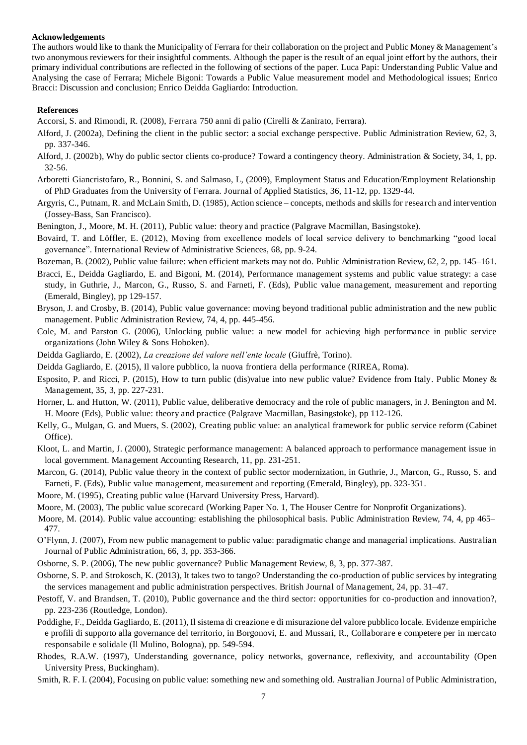**Acknowledgements**

The authors would like to thank the Municipality of Ferrara for their collaboration on the project and Public Money & Management's two anonymous reviewers for their insightful comments. Although the paper is the result of an equal joint effort by the authors, their primary individual contributions are reflected in the following of sections of the paper. Luca Papi: Understanding Public Value and Analysing the case of Ferrara; Michele Bigoni: Towards a Public Value measurement model and Methodological issues; Enrico Bracci: Discussion and conclusion; Enrico Deidda Gagliardo: Introduction.

**References**

Accorsi, S. and Rimondi, R. (2008), Ferrara 750 anni di palio (Cirelli & Zanirato, Ferrara).

Alford, J. (2002a), Defining the client in the public sector: a social exchange perspective. Public Administration Review, 62, 3, pp. 337-346.

Alford, J. (2002b), Why do public sector clients co-produce? Toward a contingency theory. Administration & Society, 34, 1, pp. 32-56.

Arboretti Giancristofaro, R., Bonnini, S. and Salmaso, L, (2009), Employment Status and Education/Employment Relationship of PhD Graduates from the University of Ferrara. Journal of Applied Statistics, 36, 11-12, pp. 1329-44.

Argyris, C., Putnam, R. and McLain Smith, D. (1985), Action science – concepts, methods and skills for research and intervention (Jossey-Bass, San Francisco).

Benington, J., Moore, M. H. (2011), Public value: theory and practice (Palgrave Macmillan, Basingstoke).

Bovaird, T. and Löffler, E. (2012), Moving from excellence models of local service delivery to benchmarking "good local governance". International Review of Administrative Sciences, 68, pp. 9-24.

Bozeman, B. (2002), Public value failure: when efficient markets may not do. Public Administration Review, 62, 2, pp. 145–161.

Bracci, E., Deidda Gagliardo, E. and Bigoni, M. (2014), Performance management systems and public value strategy: a case study, in Guthrie, J., Marcon, G., Russo, S. and Farneti, F. (Eds), Public value management, measurement and reporting (Emerald, Bingley), pp 129-157.

Bryson, J. and Crosby, B. (2014), Public value governance: moving beyond traditional public administration and the new public management. Public Administration Review, 74, 4, pp. 445-456.

Cole, M. and Parston G. (2006), Unlocking public value: a new model for achieving high performance in public service organizations (John Wiley & Sons Hoboken).

Deidda Gagliardo, E. (2002), *La creazione del valore nell'ente locale* (Giuffrè, Torino).

Deidda Gagliardo, E. (2015), Il valore pubblico, la nuova frontiera della performance (RIREA, Roma).

Esposito, P. and Ricci, P. (2015), How to turn public (dis)value into new public value? Evidence from Italy. Public Money & Management, 35, 3, pp. 227-231.

Horner, L. and Hutton, W. (2011), Public value, deliberative democracy and the role of public managers, in J. Benington and M. H. Moore (Eds), Public value: theory and practice (Palgrave Macmillan, Basingstoke), pp 112-126.

Kelly, G., Mulgan, G. and Muers, S. (2002), Creating public value: an analytical framework for public service reform (Cabinet Office).

Kloot, L. and Martin, J. (2000), Strategic performance management: A balanced approach to performance management issue in local government. Management Accounting Research, 11, pp. 231-251.

Marcon, G. (2014), Public value theory in the context of public sector modernization, in Guthrie, J., Marcon, G., Russo, S. and Farneti, F. (Eds), Public value management, measurement and reporting (Emerald, Bingley), pp. 323-351.

Moore, M. (1995), Creating public value (Harvard University Press, Harvard).

Moore, M. (2003), The public value scorecard (Working Paper No. 1, The Houser Centre for Nonprofit Organizations).

Moore, M. (2014). Public value accounting: establishing the philosophical basis. Public Administration Review, 74, 4, pp 465–477.

O'Flynn, J. (2007), From new public management to public value: paradigmatic change and managerial implications. Australian Journal of Public Administration, 66, 3, pp. 353-366.

Osborne, S. P. (2006), The new public governance? Public Management Review, 8, 3, pp. 377-387.

Osborne, S. P. and Strokosch, K. (2013), It takes two to tango? Understanding the co-production of public services by integrating the services management and public administration perspectives. British Journal of Management, 24, pp. 31–47.

Pestoff, V. and Brandsen, T. (2010), Public governance and the third sector: opportunities for co-production and innovation?, pp. 223-236 (Routledge, London).

Poddighe, F., Deidda Gagliardo, E. (2011), Il sistema di creazione e di misurazione del valore pubblico locale. Evidenze empiriche e profili di supporto alla governance del territorio, in Borgonovi, E. and Mussari, R., Collaborare e competere per in mercato responsabile e solidale (Il Mulino, Bologna), pp. 549-594.

Rhodes, R.A.W. (1997), Understanding governance, policy networks, governance, reflexivity, and accountability (Open University Press, Buckingham).

Smith, R. F. I. (2004), Focusing on public value: something new and something old. Australian Journal of Public Administration,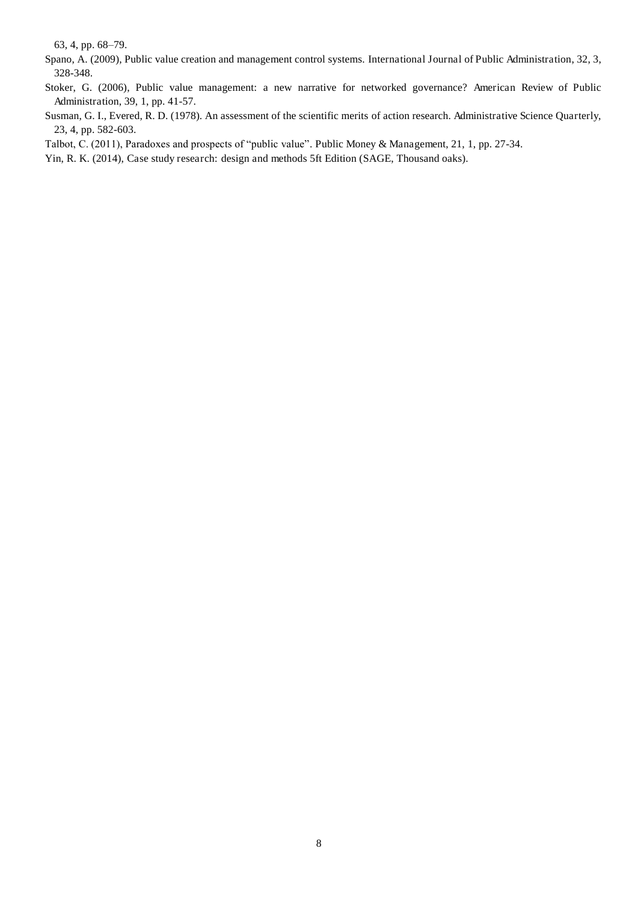63, 4, pp. 68–79.

Spano, A. (2009), Public value creation and management control systems. International Journal of Public Administration, 32, 3, 328-348.

Stoker, G. (2006), Public value management: a new narrative for networked governance? American Review of Public Administration, 39, 1, pp. 41-57.

Susman, G. I., Evered, R. D. (1978). An assessment of the scientific merits of action research. Administrative Science Quarterly, 23, 4, pp. 582-603.

Talbot, C. (2011), Paradoxes and prospects of "public value". Public Money & Management, 21, 1, pp. 27-34.

Yin, R. K. (2014), Case study research: design and methods 5ft Edition (SAGE, Thousand oaks).